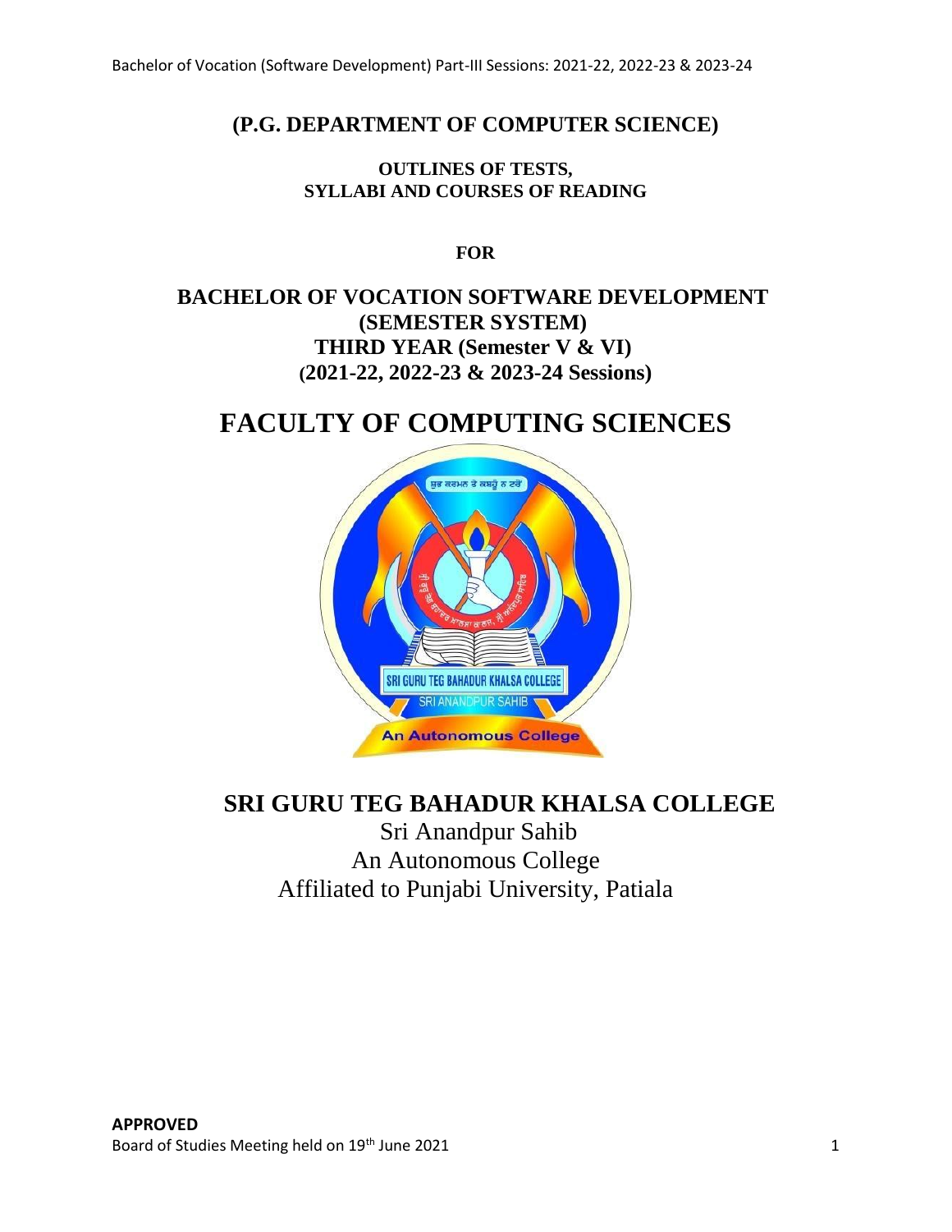## (P.G. DEPARTMENT OF COMPUTER SCIENCE)

**OUTLINES OF TESTS,**
**SYLLABI AND COURSES OF READING**

**FOR**

## BACHELOR OF VOCATION SOFTWARE DEVELOPMENT (SEMESTER SYSTEM) THIRD YEAR (Semester V & VI) (2021-22, 2022-23 & 2023-24 Sessions)

# FACULTY OF COMPUTING SCIENCES

## SRI GURU TEG BAHADUR KHALSA COLLEGE

Sri Anandpur Sahib
An Autonomous College
Affiliated to Punjabi University, Patiala

**APPROVED**
Board of Studies Meeting held on 19th June 2021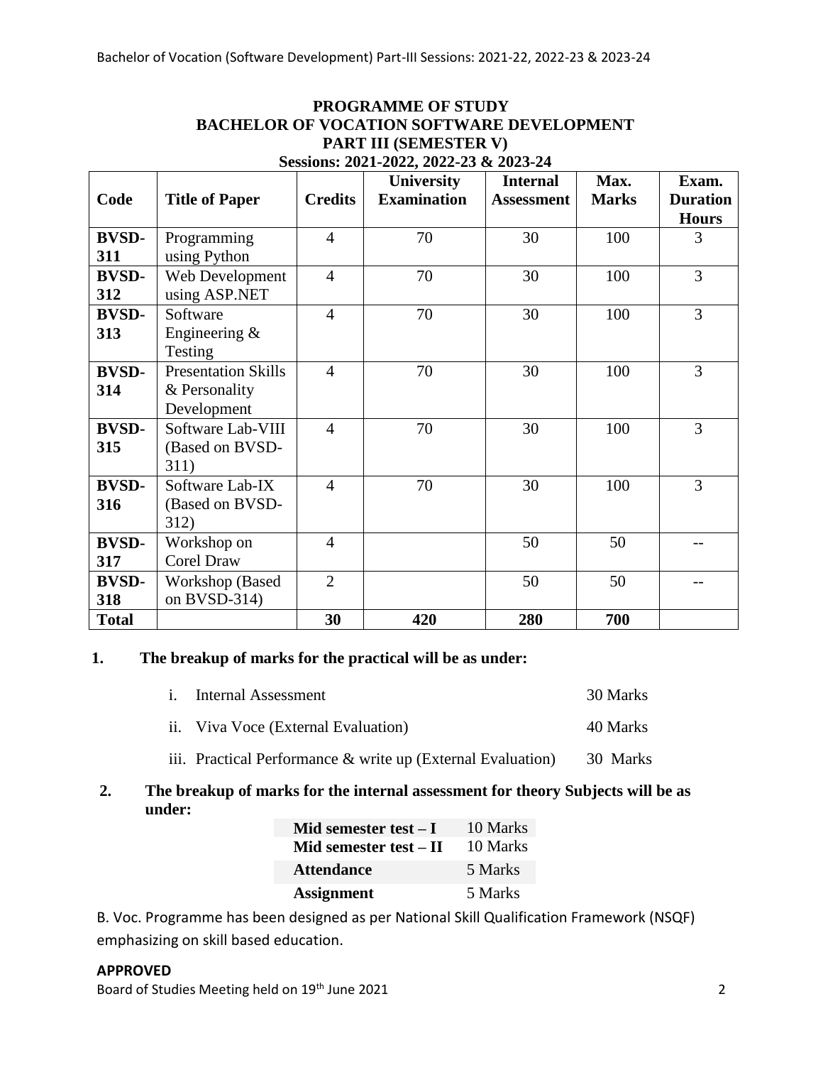# PROGRAMME OF STUDY
## BACHELOR OF VOCATION SOFTWARE DEVELOPMENT
## PART III (SEMESTER V)
### Sessions: 2021-2022, 2022-23 & 2023-24

| Code | Title of Paper | Credits | University Examination | Internal Assessment | Max. Marks | Exam. Duration Hours |
|---|---|---|---|---|---|---|
| **BVSD-311** | Programming using Python | 4 | 70 | 30 | 100 | 3 |
| **BVSD-312** | Web Development using ASP.NET | 4 | 70 | 30 | 100 | 3 |
| **BVSD-313** | Software Engineering & Testing | 4 | 70 | 30 | 100 | 3 |
| **BVSD-314** | Presentation Skills & Personality Development | 4 | 70 | 30 | 100 | 3 |
| **BVSD-315** | Software Lab-VIII (Based on BVSD-311) | 4 | 70 | 30 | 100 | 3 |
| **BVSD-316** | Software Lab-IX (Based on BVSD-312) | 4 | 70 | 30 | 100 | 3 |
| **BVSD-317** | Workshop on Corel Draw | 4 | | 50 | 50 | -- |
| **BVSD-318** | Workshop (Based on BVSD-314) | 2 | | 50 | 50 | -- |
| **Total** | | **30** | **420** | **280** | **700** | |

**1. The breakup of marks for the practical will be as under:**

i. Internal Assessment — 30 Marks

ii. Viva Voce (External Evaluation) — 40 Marks

iii. Practical Performance & write up (External Evaluation) — 30 Marks

**2. The breakup of marks for the internal assessment for theory Subjects will be as under:**

| | |
|---|---|
| **Mid semester test – I** | 10 Marks |
| **Mid semester test – II** | 10 Marks |
| **Attendance** | 5 Marks |
| **Assignment** | 5 Marks |

B. Voc. Programme has been designed as per National Skill Qualification Framework (NSQF) emphasizing on skill based education.

**APPROVED**

Board of Studies Meeting held on 19th June 2021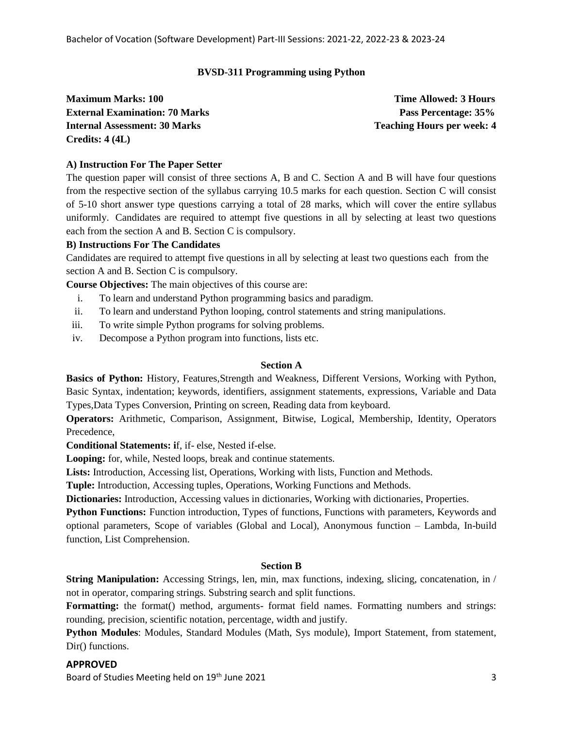**BVSD-311 Programming using Python**

**Maximum Marks: 100** **Time Allowed: 3 Hours**
**External Examination: 70 Marks** **Pass Percentage: 35%**
**Internal Assessment: 30 Marks** **Teaching Hours per week: 4**
**Credits: 4 (4L)**

**A) Instruction For The Paper Setter**

The question paper will consist of three sections A, B and C. Section A and B will have four questions from the respective section of the syllabus carrying 10.5 marks for each question. Section C will consist of 5-10 short answer type questions carrying a total of 28 marks, which will cover the entire syllabus uniformly. Candidates are required to attempt five questions in all by selecting at least two questions each from the section A and B. Section C is compulsory.

**B) Instructions For The Candidates**

Candidates are required to attempt five questions in all by selecting at least two questions each from the section A and B. Section C is compulsory.

**Course Objectives:** The main objectives of this course are:

i. To learn and understand Python programming basics and paradigm.
ii. To learn and understand Python looping, control statements and string manipulations.
iii. To write simple Python programs for solving problems.
iv. Decompose a Python program into functions, lists etc.

**Section A**

**Basics of Python:** History, Features,Strength and Weakness, Different Versions, Working with Python, Basic Syntax, indentation; keywords, identifiers, assignment statements, expressions, Variable and Data Types,Data Types Conversion, Printing on screen, Reading data from keyboard.

**Operators:** Arithmetic, Comparison, Assignment, Bitwise, Logical, Membership, Identity, Operators Precedence,

**Conditional Statements: i**f, if- else, Nested if-else.

**Looping:** for, while, Nested loops, break and continue statements.

**Lists:** Introduction, Accessing list, Operations, Working with lists, Function and Methods.

**Tuple:** Introduction, Accessing tuples, Operations, Working Functions and Methods.

**Dictionaries:** Introduction, Accessing values in dictionaries, Working with dictionaries, Properties.

**Python Functions:** Function introduction, Types of functions, Functions with parameters, Keywords and optional parameters, Scope of variables (Global and Local), Anonymous function – Lambda, In-build function, List Comprehension.

**Section B**

**String Manipulation:** Accessing Strings, len, min, max functions, indexing, slicing, concatenation, in / not in operator, comparing strings. Substring search and split functions.

**Formatting:** the format() method, arguments- format field names. Formatting numbers and strings: rounding, precision, scientific notation, percentage, width and justify.

**Python Modules**: Modules, Standard Modules (Math, Sys module), Import Statement, from statement, Dir() functions.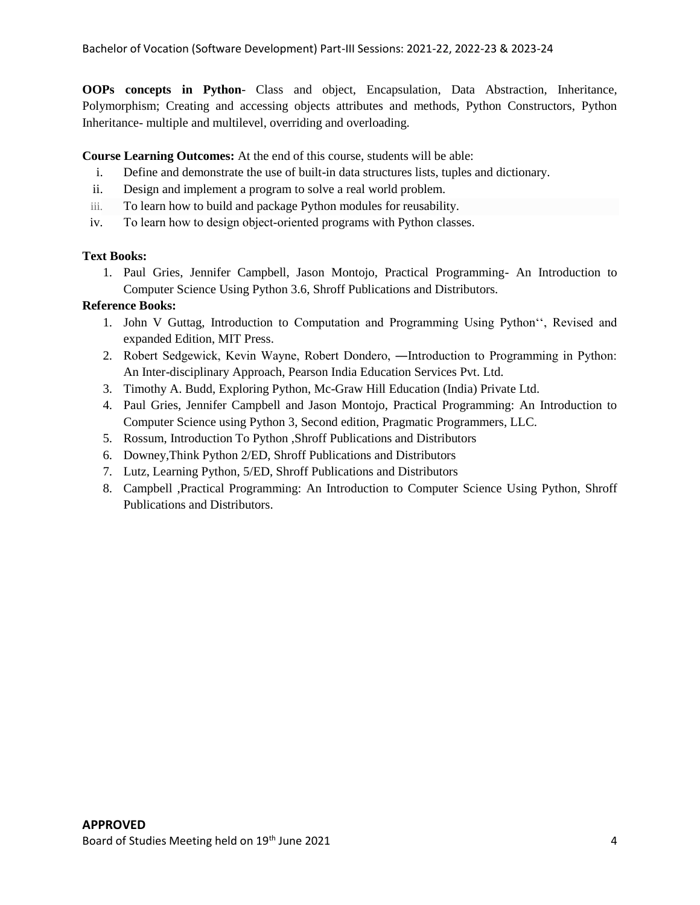**OOPs concepts in Python**- Class and object, Encapsulation, Data Abstraction, Inheritance, Polymorphism; Creating and accessing objects attributes and methods, Python Constructors, Python Inheritance- multiple and multilevel, overriding and overloading.

**Course Learning Outcomes:** At the end of this course, students will be able:

i. Define and demonstrate the use of built-in data structures lists, tuples and dictionary.
ii. Design and implement a program to solve a real world problem.
iii. To learn how to build and package Python modules for reusability.
iv. To learn how to design object-oriented programs with Python classes.

**Text Books:**

1. Paul Gries, Jennifer Campbell, Jason Montojo, Practical Programming- An Introduction to Computer Science Using Python 3.6, Shroff Publications and Distributors.

**Reference Books:**

1. John V Guttag, Introduction to Computation and Programming Using Python'', Revised and expanded Edition, MIT Press.
2. Robert Sedgewick, Kevin Wayne, Robert Dondero, ―Introduction to Programming in Python: An Inter-disciplinary Approach, Pearson India Education Services Pvt. Ltd.
3. Timothy A. Budd, Exploring Python, Mc-Graw Hill Education (India) Private Ltd.
4. Paul Gries, Jennifer Campbell and Jason Montojo, Practical Programming: An Introduction to Computer Science using Python 3, Second edition, Pragmatic Programmers, LLC.
5. Rossum, Introduction To Python ,Shroff Publications and Distributors
6. Downey,Think Python 2/ED, Shroff Publications and Distributors
7. Lutz, Learning Python, 5/ED, Shroff Publications and Distributors
8. Campbell ,Practical Programming: An Introduction to Computer Science Using Python, Shroff Publications and Distributors.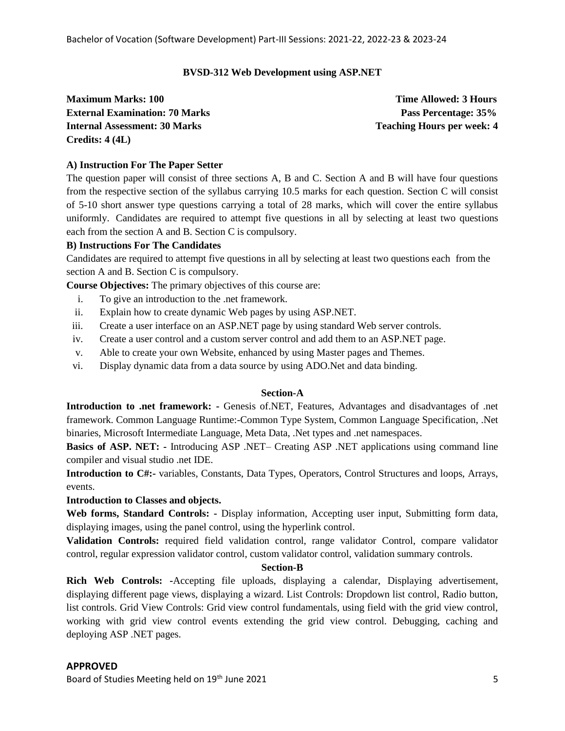**BVSD-312 Web Development using ASP.NET**

**Maximum Marks: 100** **Time Allowed: 3 Hours**
**External Examination: 70 Marks** **Pass Percentage: 35%**
**Internal Assessment: 30 Marks** **Teaching Hours per week: 4**
**Credits: 4 (4L)**

**A) Instruction For The Paper Setter**

The question paper will consist of three sections A, B and C. Section A and B will have four questions from the respective section of the syllabus carrying 10.5 marks for each question. Section C will consist of 5-10 short answer type questions carrying a total of 28 marks, which will cover the entire syllabus uniformly. Candidates are required to attempt five questions in all by selecting at least two questions each from the section A and B. Section C is compulsory.

**B) Instructions For The Candidates**

Candidates are required to attempt five questions in all by selecting at least two questions each from the section A and B. Section C is compulsory.

**Course Objectives:** The primary objectives of this course are:

i. To give an introduction to the .net framework.
ii. Explain how to create dynamic Web pages by using ASP.NET.
iii. Create a user interface on an ASP.NET page by using standard Web server controls.
iv. Create a user control and a custom server control and add them to an ASP.NET page.
v. Able to create your own Website, enhanced by using Master pages and Themes.
vi. Display dynamic data from a data source by using ADO.Net and data binding.

**Section-A**

**Introduction to .net framework: -** Genesis of.NET, Features, Advantages and disadvantages of .net framework. Common Language Runtime:-Common Type System, Common Language Specification, .Net binaries, Microsoft Intermediate Language, Meta Data, .Net types and .net namespaces.

**Basics of ASP. NET: -** Introducing ASP .NET– Creating ASP .NET applications using command line compiler and visual studio .net IDE.

**Introduction to C#:-** variables, Constants, Data Types, Operators, Control Structures and loops, Arrays, events.

**Introduction to Classes and objects.**

**Web forms, Standard Controls: -** Display information, Accepting user input, Submitting form data, displaying images, using the panel control, using the hyperlink control.

**Validation Controls:** required field validation control, range validator Control, compare validator control, regular expression validator control, custom validator control, validation summary controls.

**Section-B**

**Rich Web Controls: -**Accepting file uploads, displaying a calendar, Displaying advertisement, displaying different page views, displaying a wizard. List Controls: Dropdown list control, Radio button, list controls. Grid View Controls: Grid view control fundamentals, using field with the grid view control, working with grid view control events extending the grid view control. Debugging, caching and deploying ASP .NET pages.

**APPROVED**

Board of Studies Meeting held on 19th June 2021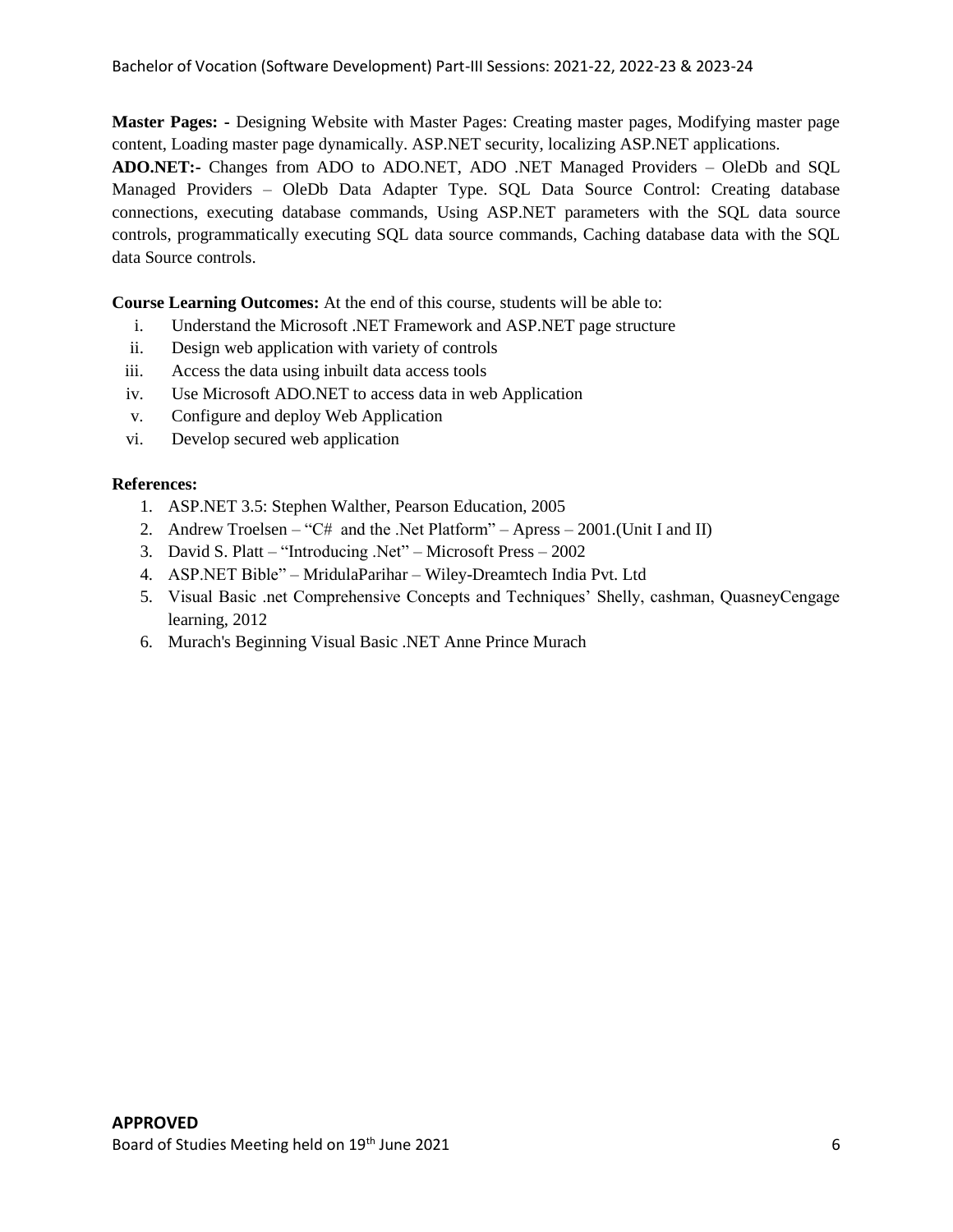**Master Pages: -** Designing Website with Master Pages: Creating master pages, Modifying master page content, Loading master page dynamically. ASP.NET security, localizing ASP.NET applications.

**ADO.NET:-** Changes from ADO to ADO.NET, ADO .NET Managed Providers – OleDb and SQL Managed Providers – OleDb Data Adapter Type. SQL Data Source Control: Creating database connections, executing database commands, Using ASP.NET parameters with the SQL data source controls, programmatically executing SQL data source commands, Caching database data with the SQL data Source controls.

**Course Learning Outcomes:** At the end of this course, students will be able to:

i. Understand the Microsoft .NET Framework and ASP.NET page structure
ii. Design web application with variety of controls
iii. Access the data using inbuilt data access tools
iv. Use Microsoft ADO.NET to access data in web Application
v. Configure and deploy Web Application
vi. Develop secured web application

**References:**

1. ASP.NET 3.5: Stephen Walther, Pearson Education, 2005
2. Andrew Troelsen – "C# and the .Net Platform" – Apress – 2001.(Unit I and II)
3. David S. Platt – "Introducing .Net" – Microsoft Press – 2002
4. ASP.NET Bible" – MridulaParihar – Wiley-Dreamtech India Pvt. Ltd
5. Visual Basic .net Comprehensive Concepts and Techniques' Shelly, cashman, QuasneyCengage learning, 2012
6. Murach's Beginning Visual Basic .NET Anne Prince Murach

**APPROVED**

Board of Studies Meeting held on 19th June 2021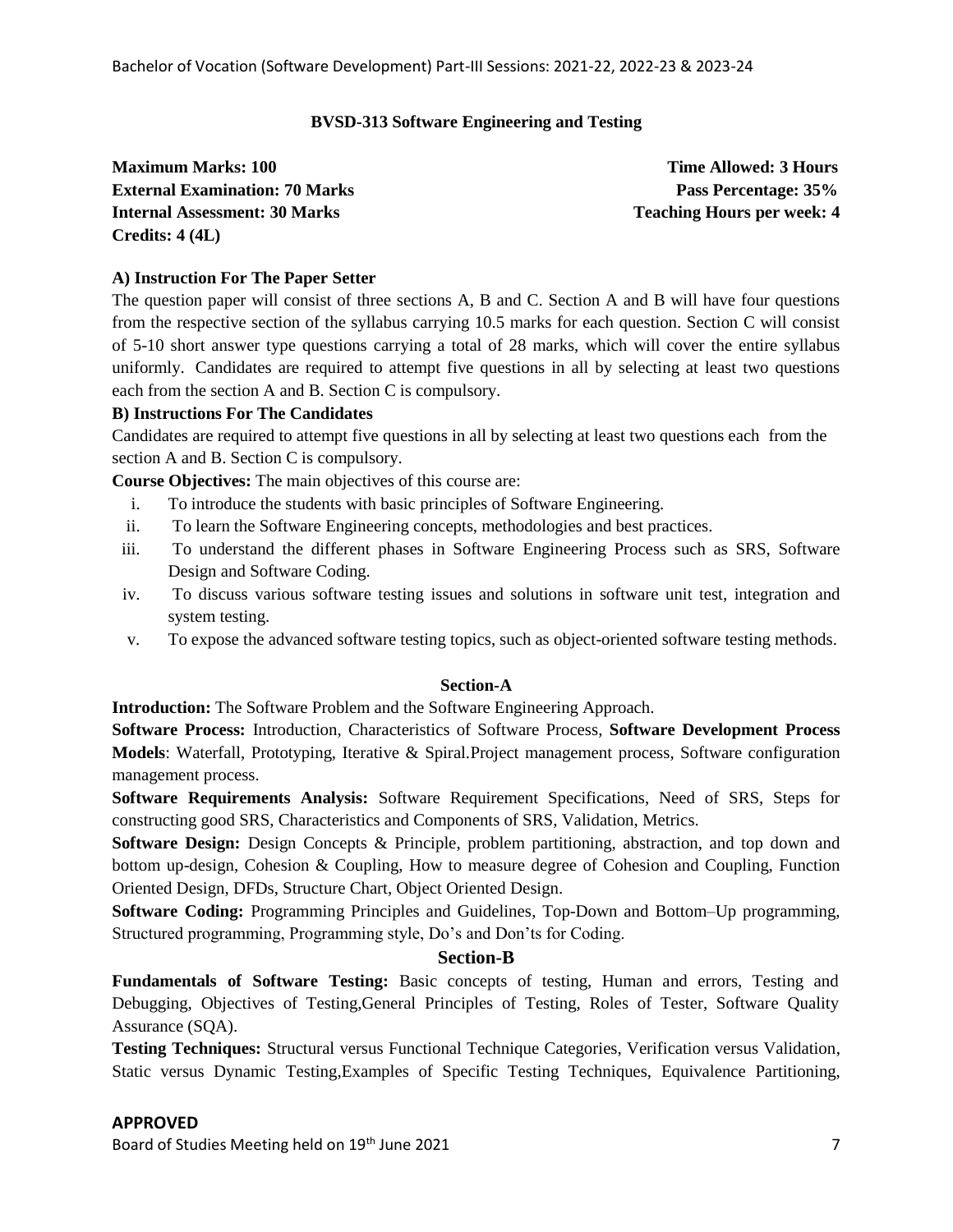## BVSD-313 Software Engineering and Testing

**Maximum Marks: 100** **Time Allowed: 3 Hours**
**External Examination: 70 Marks** **Pass Percentage: 35%**
**Internal Assessment: 30 Marks** **Teaching Hours per week: 4**
**Credits: 4 (4L)**

**A) Instruction For The Paper Setter**

The question paper will consist of three sections A, B and C. Section A and B will have four questions from the respective section of the syllabus carrying 10.5 marks for each question. Section C will consist of 5-10 short answer type questions carrying a total of 28 marks, which will cover the entire syllabus uniformly. Candidates are required to attempt five questions in all by selecting at least two questions each from the section A and B. Section C is compulsory.

**B) Instructions For The Candidates**

Candidates are required to attempt five questions in all by selecting at least two questions each from the section A and B. Section C is compulsory.

**Course Objectives:** The main objectives of this course are:

i. To introduce the students with basic principles of Software Engineering.
ii. To learn the Software Engineering concepts, methodologies and best practices.
iii. To understand the different phases in Software Engineering Process such as SRS, Software Design and Software Coding.
iv. To discuss various software testing issues and solutions in software unit test, integration and system testing.
v. To expose the advanced software testing topics, such as object-oriented software testing methods.

### Section-A

**Introduction:** The Software Problem and the Software Engineering Approach.

**Software Process:** Introduction, Characteristics of Software Process, **Software Development Process Models**: Waterfall, Prototyping, Iterative & Spiral.Project management process, Software configuration management process.

**Software Requirements Analysis:** Software Requirement Specifications, Need of SRS, Steps for constructing good SRS, Characteristics and Components of SRS, Validation, Metrics.

**Software Design:** Design Concepts & Principle, problem partitioning, abstraction, and top down and bottom up-design, Cohesion & Coupling, How to measure degree of Cohesion and Coupling, Function Oriented Design, DFDs, Structure Chart, Object Oriented Design.

**Software Coding:** Programming Principles and Guidelines, Top-Down and Bottom–Up programming, Structured programming, Programming style, Do's and Don'ts for Coding.

### Section-B

**Fundamentals of Software Testing:** Basic concepts of testing, Human and errors, Testing and Debugging, Objectives of Testing,General Principles of Testing, Roles of Tester, Software Quality Assurance (SQA).

**Testing Techniques:** Structural versus Functional Technique Categories, Verification versus Validation, Static versus Dynamic Testing,Examples of Specific Testing Techniques, Equivalence Partitioning,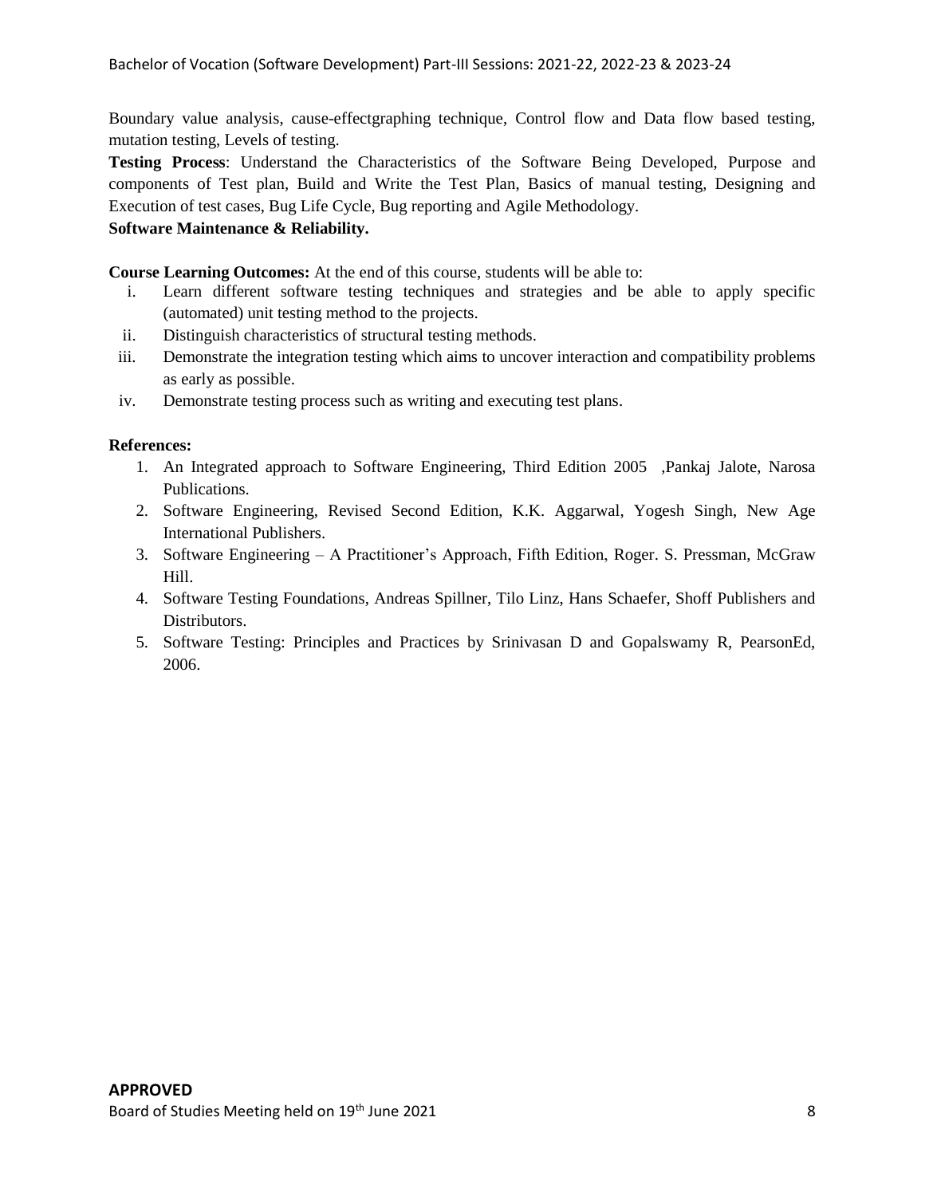Boundary value analysis, cause-effectgraphing technique, Control flow and Data flow based testing, mutation testing, Levels of testing.

**Testing Process**: Understand the Characteristics of the Software Being Developed, Purpose and components of Test plan, Build and Write the Test Plan, Basics of manual testing, Designing and Execution of test cases, Bug Life Cycle, Bug reporting and Agile Methodology.

**Software Maintenance & Reliability.**

**Course Learning Outcomes:** At the end of this course, students will be able to:

- i. Learn different software testing techniques and strategies and be able to apply specific (automated) unit testing method to the projects.
- ii. Distinguish characteristics of structural testing methods.
- iii. Demonstrate the integration testing which aims to uncover interaction and compatibility problems as early as possible.
- iv. Demonstrate testing process such as writing and executing test plans.

**References:**

1. An Integrated approach to Software Engineering, Third Edition 2005 ,Pankaj Jalote, Narosa Publications.
2. Software Engineering, Revised Second Edition, K.K. Aggarwal, Yogesh Singh, New Age International Publishers.
3. Software Engineering – A Practitioner's Approach, Fifth Edition, Roger. S. Pressman, McGraw Hill.
4. Software Testing Foundations, Andreas Spillner, Tilo Linz, Hans Schaefer, Shoff Publishers and Distributors.
5. Software Testing: Principles and Practices by Srinivasan D and Gopalswamy R, PearsonEd, 2006.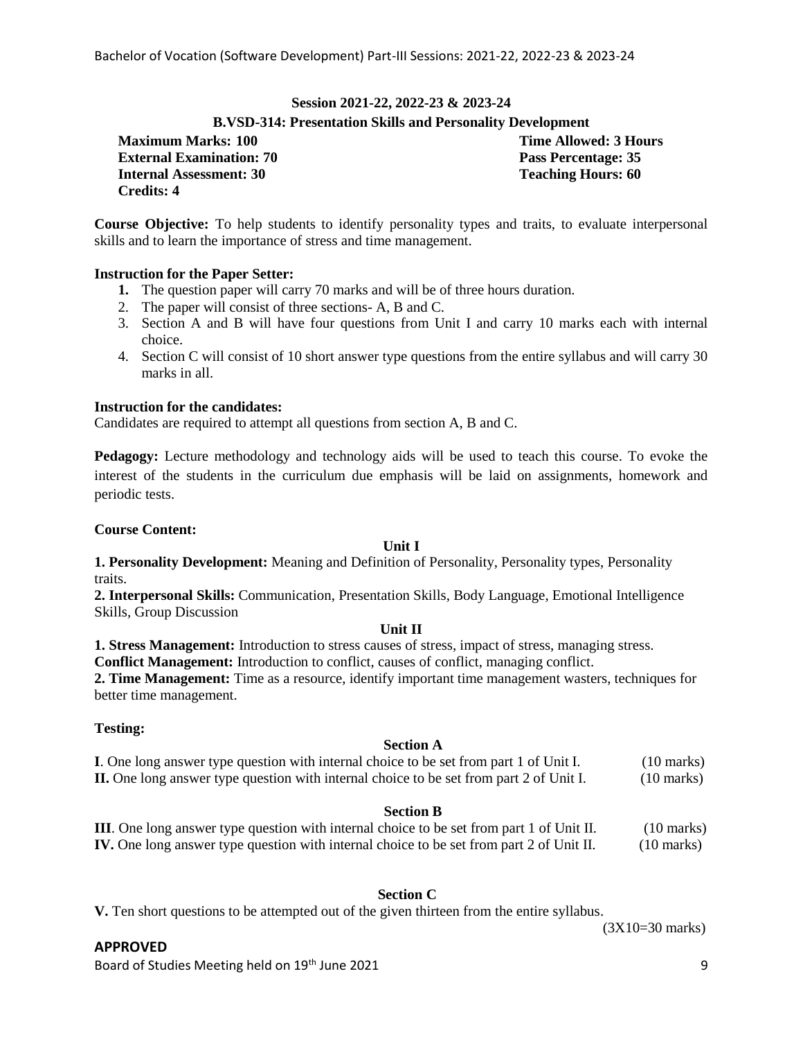**Session 2021-22, 2022-23 & 2023-24**

**B.VSD-314: Presentation Skills and Personality Development**

| | |
|---|---|
| **Maximum Marks: 100** | **Time Allowed: 3 Hours** |
| **External Examination: 70** | **Pass Percentage: 35** |
| **Internal Assessment: 30** | **Teaching Hours: 60** |
| **Credits: 4** | |

**Course Objective:** To help students to identify personality types and traits, to evaluate interpersonal skills and to learn the importance of stress and time management.

**Instruction for the Paper Setter:**

1. The question paper will carry 70 marks and will be of three hours duration.
2. The paper will consist of three sections- A, B and C.
3. Section A and B will have four questions from Unit I and carry 10 marks each with internal choice.
4. Section C will consist of 10 short answer type questions from the entire syllabus and will carry 30 marks in all.

**Instruction for the candidates:**

Candidates are required to attempt all questions from section A, B and C.

**Pedagogy:** Lecture methodology and technology aids will be used to teach this course. To evoke the interest of the students in the curriculum due emphasis will be laid on assignments, homework and periodic tests.

**Course Content:**

**Unit I**

**1. Personality Development:** Meaning and Definition of Personality, Personality types, Personality traits.

**2. Interpersonal Skills:** Communication, Presentation Skills, Body Language, Emotional Intelligence Skills, Group Discussion

**Unit II**

**1. Stress Management:** Introduction to stress causes of stress, impact of stress, managing stress.

**Conflict Management:** Introduction to conflict, causes of conflict, managing conflict.

**2. Time Management:** Time as a resource, identify important time management wasters, techniques for better time management.

**Testing:**

**Section A**

**I**. One long answer type question with internal choice to be set from part 1 of Unit I. (10 marks)

**II.** One long answer type question with internal choice to be set from part 2 of Unit I. (10 marks)

**Section B**

**III**. One long answer type question with internal choice to be set from part 1 of Unit II. (10 marks)

**IV.** One long answer type question with internal choice to be set from part 2 of Unit II. (10 marks)

**Section C**

**V.** Ten short questions to be attempted out of the given thirteen from the entire syllabus.

(3X10=30 marks)

**APPROVED**

Board of Studies Meeting held on 19th June 2021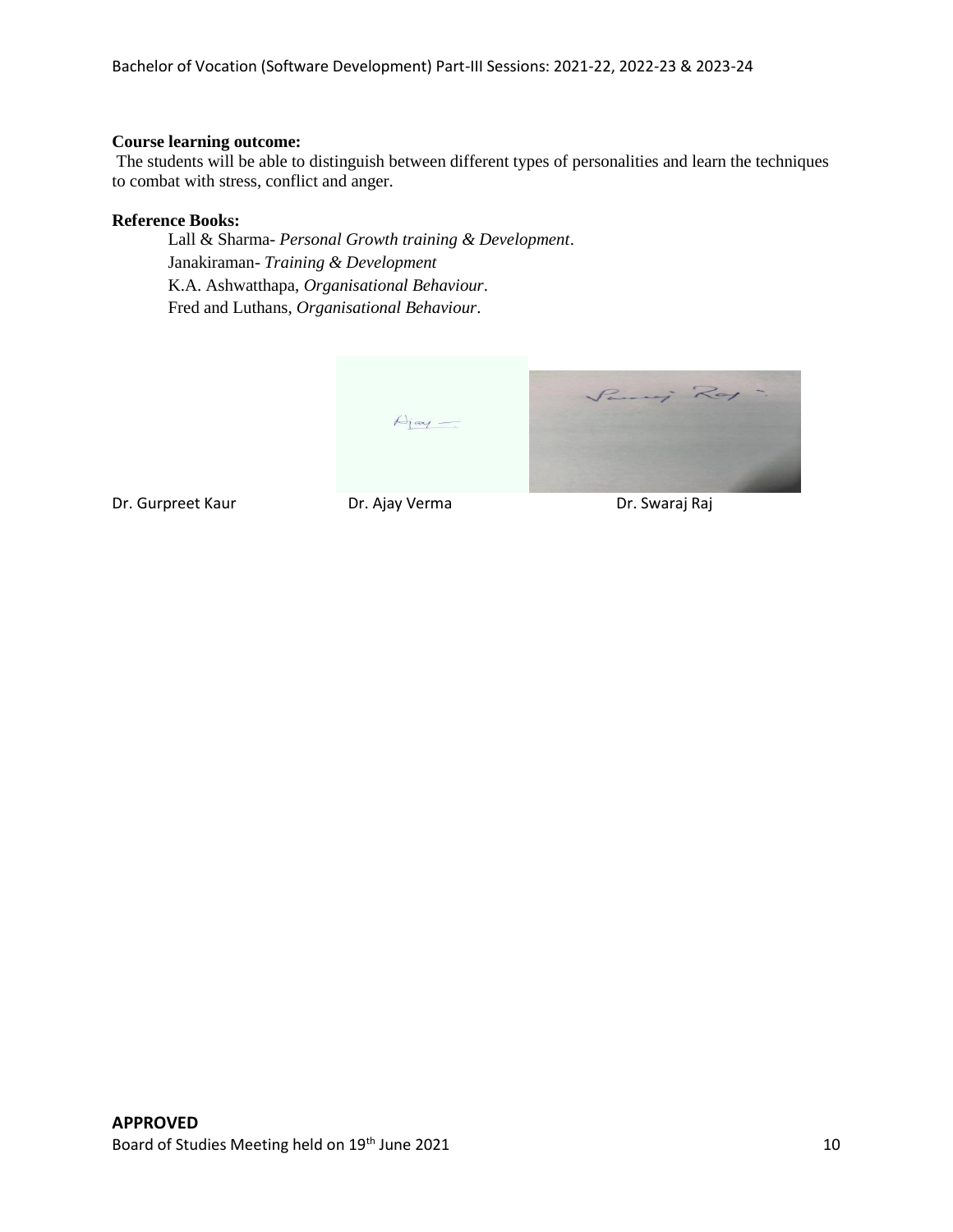**Course learning outcome:**

The students will be able to distinguish between different types of personalities and learn the techniques to combat with stress, conflict and anger.

**Reference Books:**

Lall & Sharma- *Personal Growth training & Development*.
Janakiraman- *Training & Development*
K.A. Ashwatthapa, *Organisational Behaviour*.
Fred and Luthans, *Organisational Behaviour*.

Dr. Gurpreet Kaur     Dr. Ajay Verma     Dr. Swaraj Raj

**APPROVED**

Board of Studies Meeting held on 19th June 2021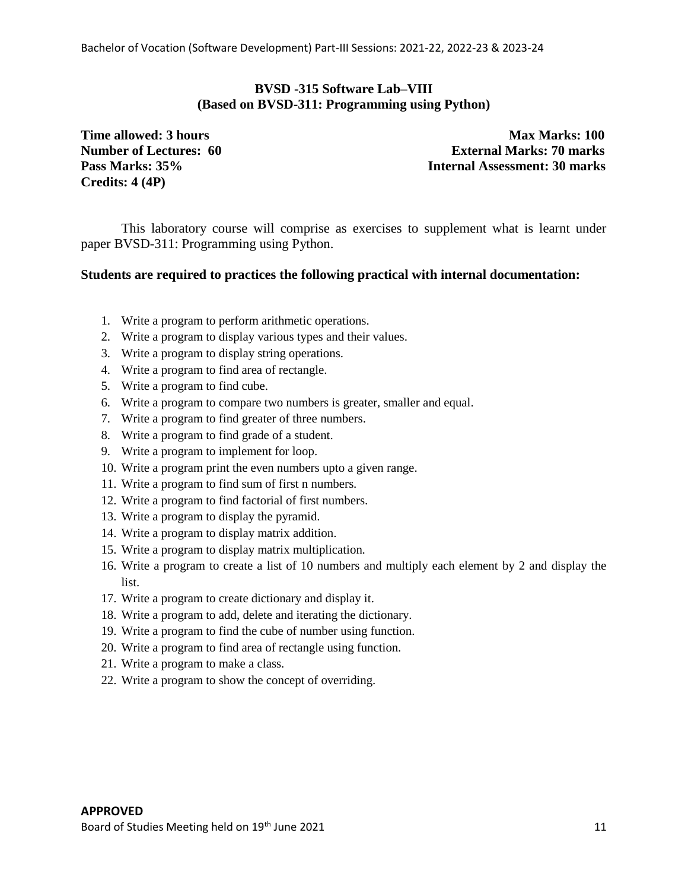## BVSD -315 Software Lab–VIII
## (Based on BVSD-311: Programming using Python)

**Time allowed: 3 hours** | **Max Marks: 100**
**Number of Lectures: 60** | **External Marks: 70 marks**
**Pass Marks: 35%** | **Internal Assessment: 30 marks**
**Credits: 4 (4P)**

This laboratory course will comprise as exercises to supplement what is learnt under paper BVSD-311: Programming using Python.

**Students are required to practices the following practical with internal documentation:**

1. Write a program to perform arithmetic operations.
2. Write a program to display various types and their values.
3. Write a program to display string operations.
4. Write a program to find area of rectangle.
5. Write a program to find cube.
6. Write a program to compare two numbers is greater, smaller and equal.
7. Write a program to find greater of three numbers.
8. Write a program to find grade of a student.
9. Write a program to implement for loop.
10. Write a program print the even numbers upto a given range.
11. Write a program to find sum of first n numbers.
12. Write a program to find factorial of first numbers.
13. Write a program to display the pyramid.
14. Write a program to display matrix addition.
15. Write a program to display matrix multiplication.
16. Write a program to create a list of 10 numbers and multiply each element by 2 and display the list.
17. Write a program to create dictionary and display it.
18. Write a program to add, delete and iterating the dictionary.
19. Write a program to find the cube of number using function.
20. Write a program to find area of rectangle using function.
21. Write a program to make a class.
22. Write a program to show the concept of overriding.

**APPROVED**
Board of Studies Meeting held on 19th June 2021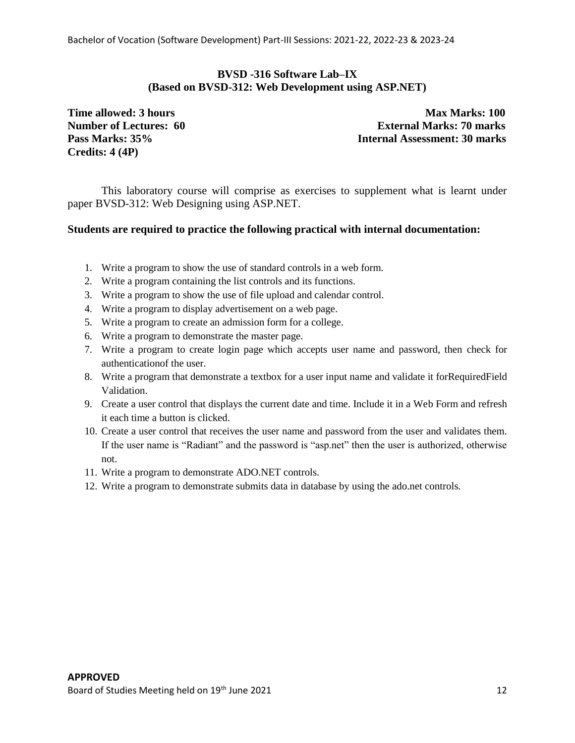## BVSD -316 Software Lab–IX
## (Based on BVSD-312: Web Development using ASP.NET)

**Time allowed: 3 hours** | **Max Marks: 100**
**Number of Lectures: 60** | **External Marks: 70 marks**
**Pass Marks: 35%** | **Internal Assessment: 30 marks**
**Credits: 4 (4P)**

This laboratory course will comprise as exercises to supplement what is learnt under paper BVSD-312: Web Designing using ASP.NET.

**Students are required to practice the following practical with internal documentation:**

1. Write a program to show the use of standard controls in a web form.
2. Write a program containing the list controls and its functions.
3. Write a program to show the use of file upload and calendar control.
4. Write a program to display advertisement on a web page.
5. Write a program to create an admission form for a college.
6. Write a program to demonstrate the master page.
7. Write a program to create login page which accepts user name and password, then check for authenticationof the user.
8. Write a program that demonstrate a textbox for a user input name and validate it forRequiredField Validation.
9. Create a user control that displays the current date and time. Include it in a Web Form and refresh it each time a button is clicked.
10. Create a user control that receives the user name and password from the user and validates them. If the user name is "Radiant" and the password is "asp.net" then the user is authorized, otherwise not.
11. Write a program to demonstrate ADO.NET controls.
12. Write a program to demonstrate submits data in database by using the ado.net controls.

**APPROVED**
Board of Studies Meeting held on 19th June 2021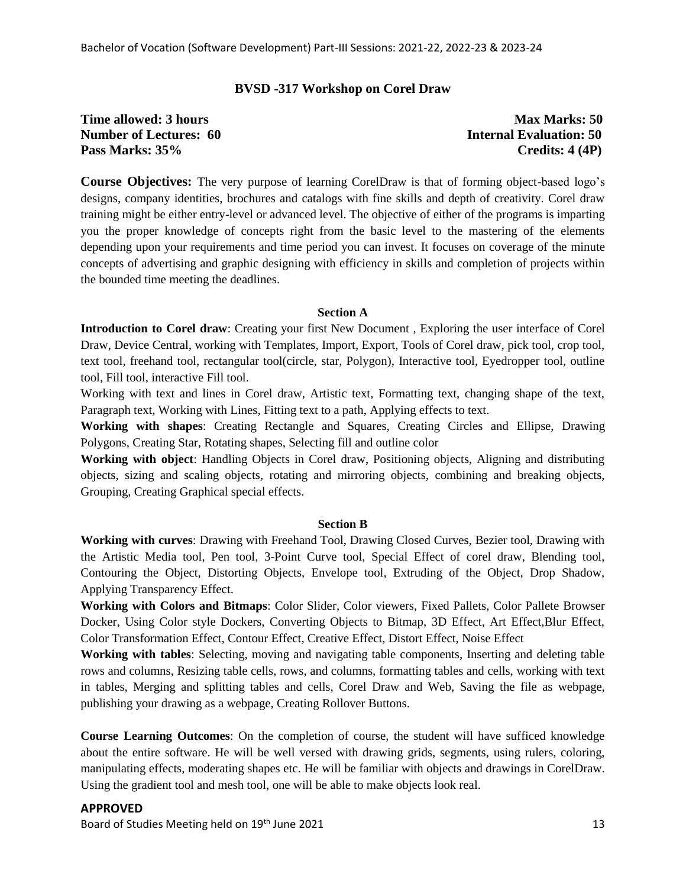## BVSD -317 Workshop on Corel Draw

**Time allowed: 3 hours** | **Max Marks: 50**
**Number of Lectures: 60** | **Internal Evaluation: 50**
**Pass Marks: 35%** | **Credits: 4 (4P)**

**Course Objectives:** The very purpose of learning CorelDraw is that of forming object-based logo's designs, company identities, brochures and catalogs with fine skills and depth of creativity. Corel draw training might be either entry-level or advanced level. The objective of either of the programs is imparting you the proper knowledge of concepts right from the basic level to the mastering of the elements depending upon your requirements and time period you can invest. It focuses on coverage of the minute concepts of advertising and graphic designing with efficiency in skills and completion of projects within the bounded time meeting the deadlines.

### Section A

**Introduction to Corel draw**: Creating your first New Document , Exploring the user interface of Corel Draw, Device Central, working with Templates, Import, Export, Tools of Corel draw, pick tool, crop tool, text tool, freehand tool, rectangular tool(circle, star, Polygon), Interactive tool, Eyedropper tool, outline tool, Fill tool, interactive Fill tool.

Working with text and lines in Corel draw, Artistic text, Formatting text, changing shape of the text, Paragraph text, Working with Lines, Fitting text to a path, Applying effects to text.

**Working with shapes**: Creating Rectangle and Squares, Creating Circles and Ellipse, Drawing Polygons, Creating Star, Rotating shapes, Selecting fill and outline color

**Working with object**: Handling Objects in Corel draw, Positioning objects, Aligning and distributing objects, sizing and scaling objects, rotating and mirroring objects, combining and breaking objects, Grouping, Creating Graphical special effects.

### Section B

**Working with curves**: Drawing with Freehand Tool, Drawing Closed Curves, Bezier tool, Drawing with the Artistic Media tool, Pen tool, 3-Point Curve tool, Special Effect of corel draw, Blending tool, Contouring the Object, Distorting Objects, Envelope tool, Extruding of the Object, Drop Shadow, Applying Transparency Effect.

**Working with Colors and Bitmaps**: Color Slider, Color viewers, Fixed Pallets, Color Pallete Browser Docker, Using Color style Dockers, Converting Objects to Bitmap, 3D Effect, Art Effect,Blur Effect, Color Transformation Effect, Contour Effect, Creative Effect, Distort Effect, Noise Effect

**Working with tables**: Selecting, moving and navigating table components, Inserting and deleting table rows and columns, Resizing table cells, rows, and columns, formatting tables and cells, working with text in tables, Merging and splitting tables and cells, Corel Draw and Web, Saving the file as webpage, publishing your drawing as a webpage, Creating Rollover Buttons.

**Course Learning Outcomes**: On the completion of course, the student will have sufficed knowledge about the entire software. He will be well versed with drawing grids, segments, using rulers, coloring, manipulating effects, moderating shapes etc. He will be familiar with objects and drawings in CorelDraw. Using the gradient tool and mesh tool, one will be able to make objects look real.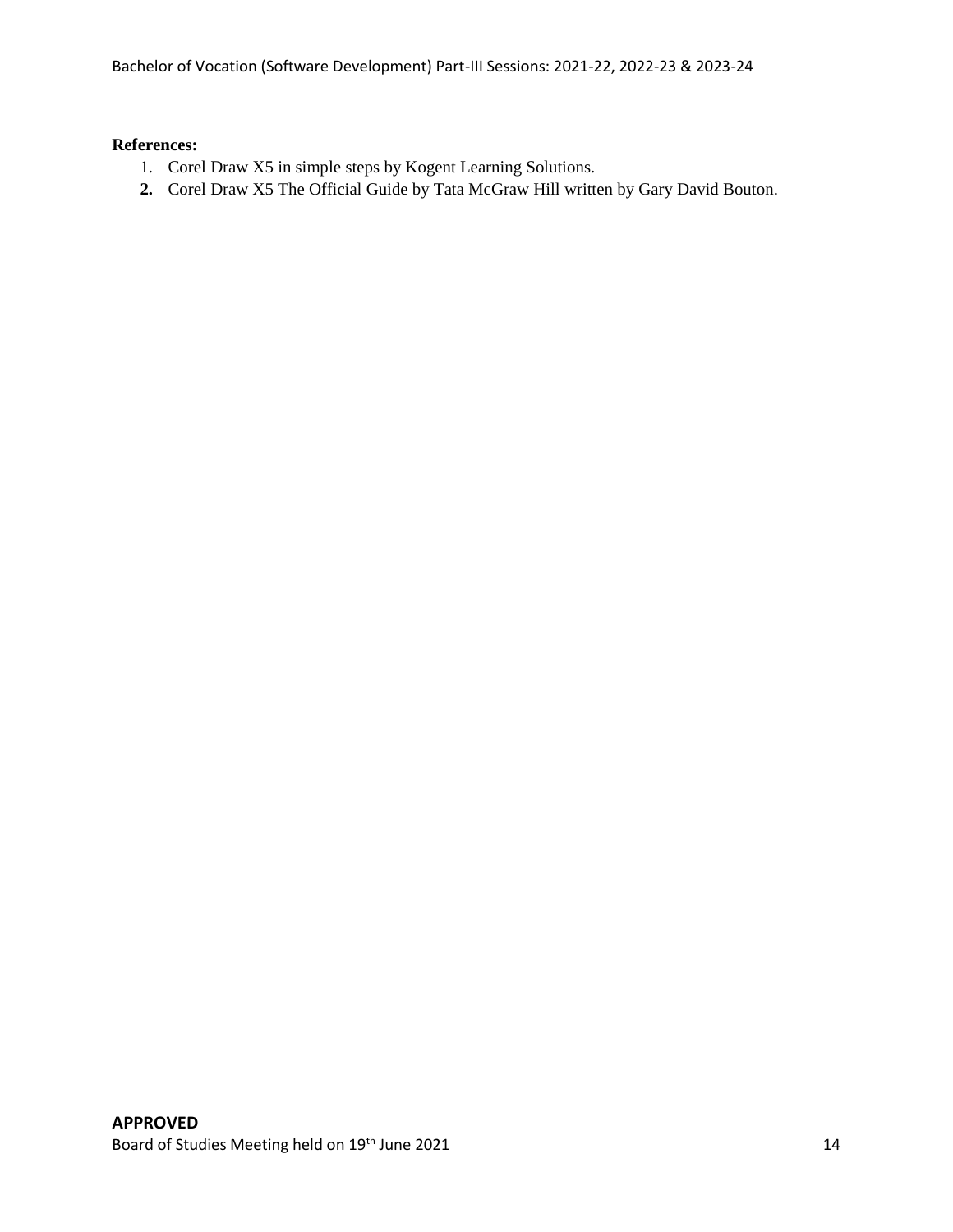**References:**

1. Corel Draw X5 in simple steps by Kogent Learning Solutions.
2. Corel Draw X5 The Official Guide by Tata McGraw Hill written by Gary David Bouton.

**APPROVED**

Board of Studies Meeting held on 19th June 2021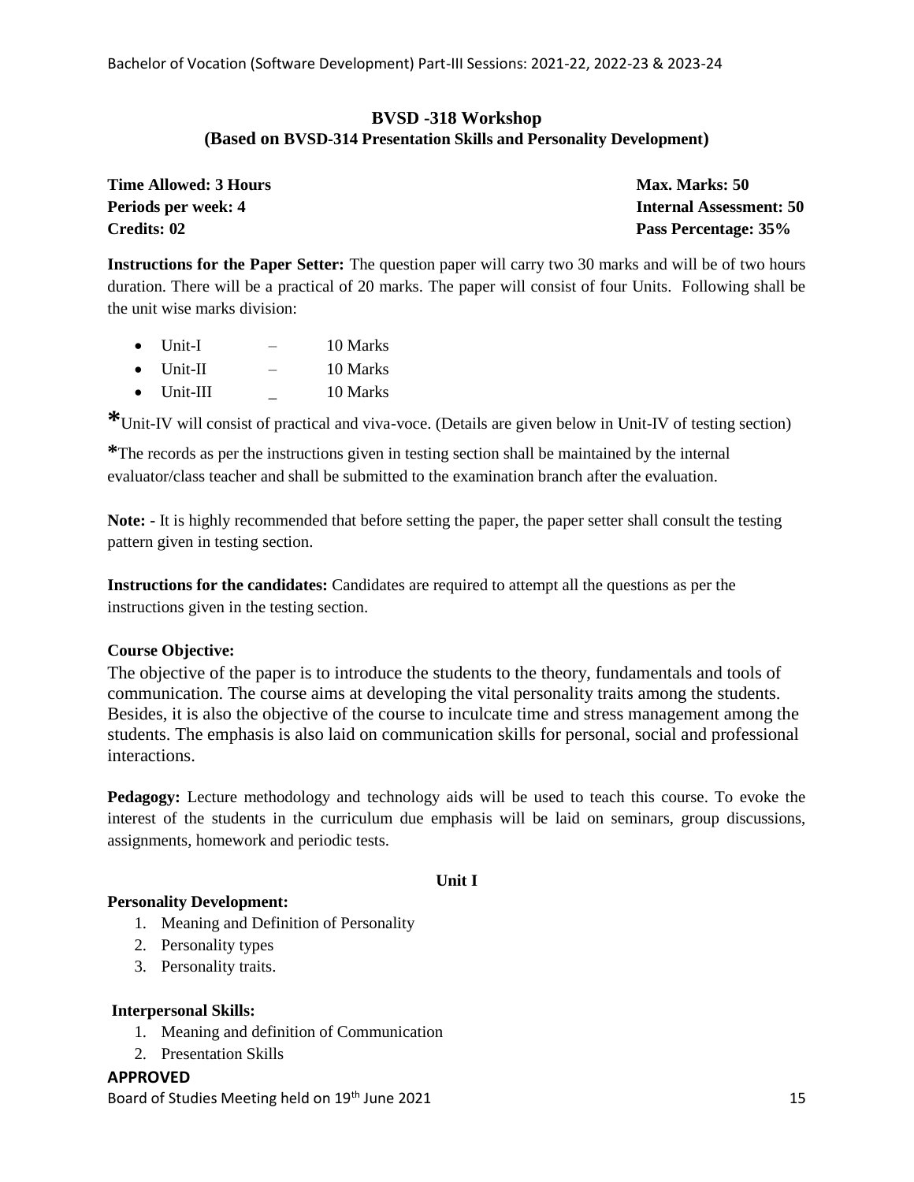## BVSD -318 Workshop
### (Based on BVSD-314 Presentation Skills and Personality Development)

**Time Allowed: 3 Hours** | **Max. Marks: 50**
**Periods per week: 4** | **Internal Assessment: 50**
**Credits: 02** | **Pass Percentage: 35%**

**Instructions for the Paper Setter:** The question paper will carry two 30 marks and will be of two hours duration. There will be a practical of 20 marks. The paper will consist of four Units. Following shall be the unit wise marks division:

- Unit-I – 10 Marks
- Unit-II – 10 Marks
- Unit-III _ 10 Marks

**\***Unit-IV will consist of practical and viva-voce. (Details are given below in Unit-IV of testing section)

**\***The records as per the instructions given in testing section shall be maintained by the internal evaluator/class teacher and shall be submitted to the examination branch after the evaluation.

**Note: -** It is highly recommended that before setting the paper, the paper setter shall consult the testing pattern given in testing section.

**Instructions for the candidates:** Candidates are required to attempt all the questions as per the instructions given in the testing section.

**Course Objective:**

The objective of the paper is to introduce the students to the theory, fundamentals and tools of communication. The course aims at developing the vital personality traits among the students. Besides, it is also the objective of the course to inculcate time and stress management among the students. The emphasis is also laid on communication skills for personal, social and professional interactions.

**Pedagogy:** Lecture methodology and technology aids will be used to teach this course. To evoke the interest of the students in the curriculum due emphasis will be laid on seminars, group discussions, assignments, homework and periodic tests.

### Unit I

**Personality Development:**

1. Meaning and Definition of Personality
2. Personality types
3. Personality traits.

**Interpersonal Skills:**

1. Meaning and definition of Communication
2. Presentation Skills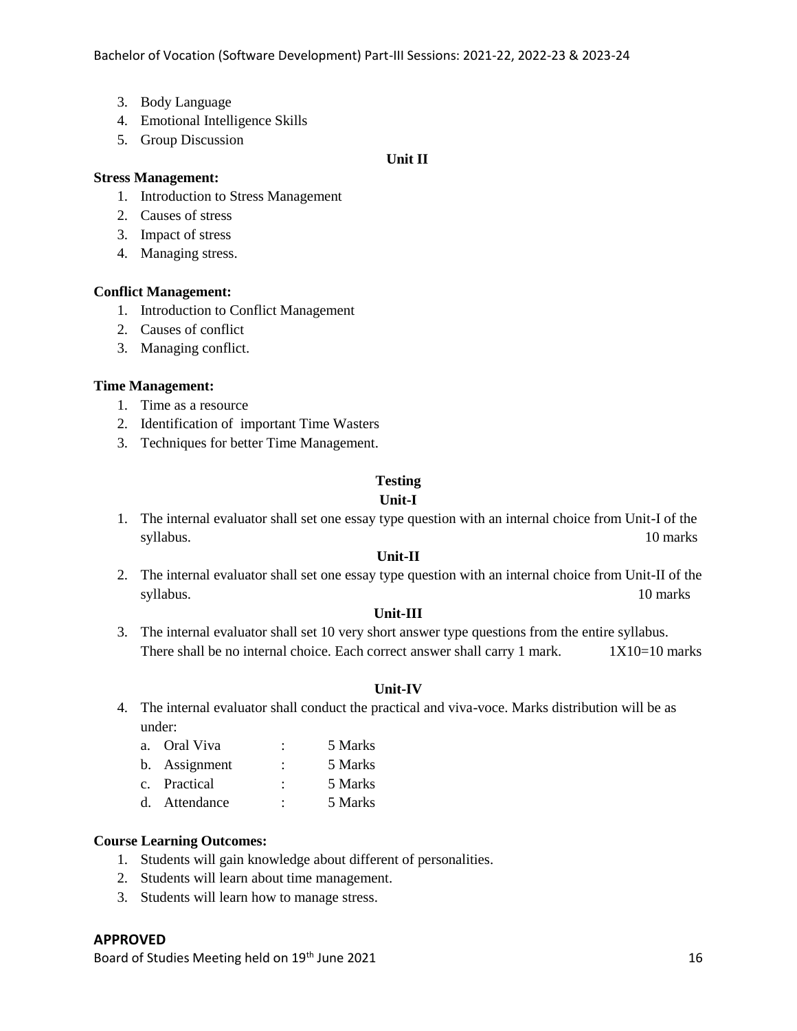3. Body Language
4. Emotional Intelligence Skills
5. Group Discussion

**Unit II**

**Stress Management:**

1. Introduction to Stress Management
2. Causes of stress
3. Impact of stress
4. Managing stress.

**Conflict Management:**

1. Introduction to Conflict Management
2. Causes of conflict
3. Managing conflict.

**Time Management:**

1. Time as a resource
2. Identification of important Time Wasters
3. Techniques for better Time Management.

**Testing**

**Unit-I**

1. The internal evaluator shall set one essay type question with an internal choice from Unit-I of the syllabus. 10 marks

**Unit-II**

2. The internal evaluator shall set one essay type question with an internal choice from Unit-II of the syllabus. 10 marks

**Unit-III**

3. The internal evaluator shall set 10 very short answer type questions from the entire syllabus. There shall be no internal choice. Each correct answer shall carry 1 mark. 1X10=10 marks

**Unit-IV**

4. The internal evaluator shall conduct the practical and viva-voce. Marks distribution will be as under:
   a. Oral Viva : 5 Marks
   b. Assignment : 5 Marks
   c. Practical : 5 Marks
   d. Attendance : 5 Marks

**Course Learning Outcomes:**

1. Students will gain knowledge about different of personalities.
2. Students will learn about time management.
3. Students will learn how to manage stress.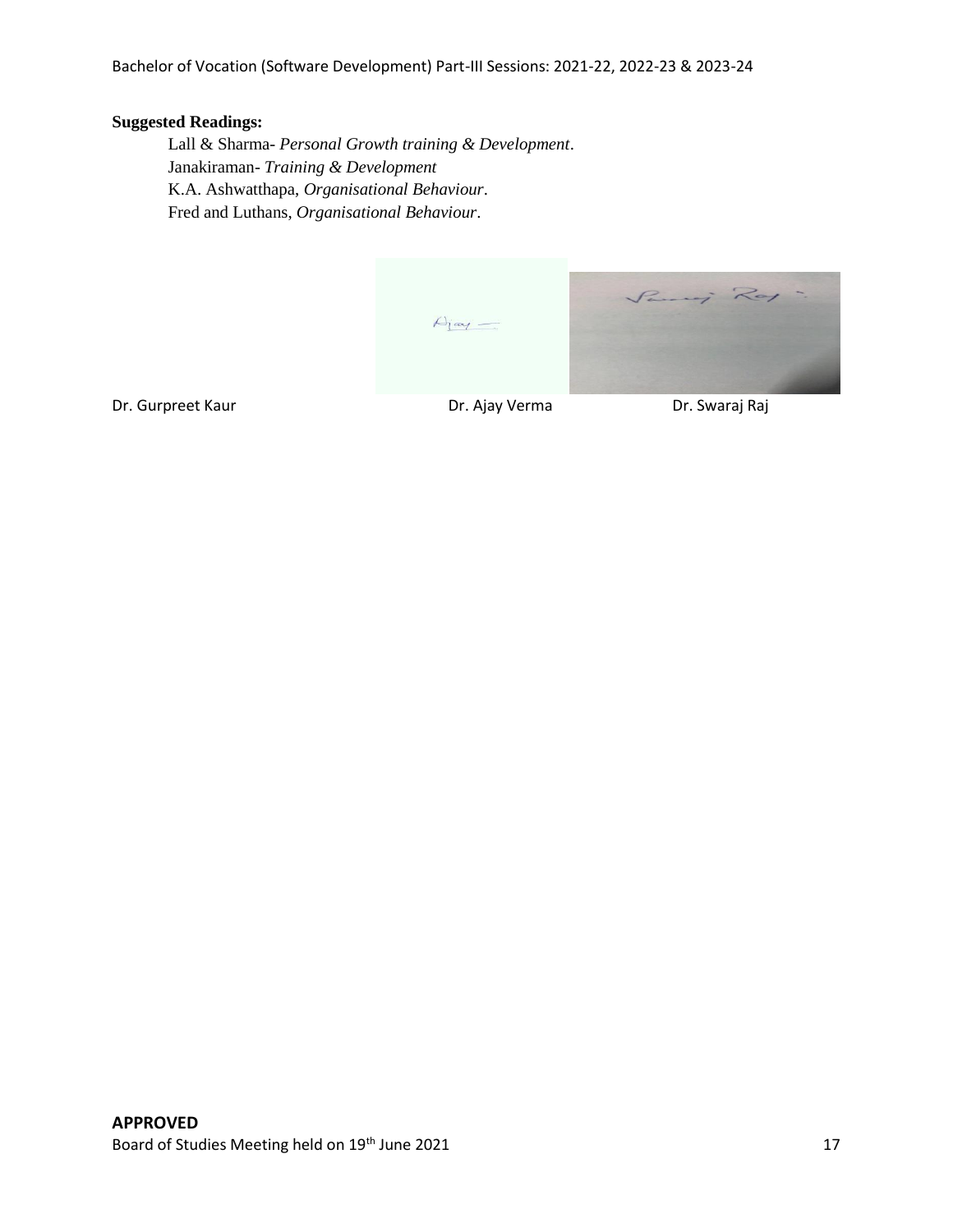**Suggested Readings:**

Lall & Sharma- *Personal Growth training & Development*.
Janakiraman- *Training & Development*
K.A. Ashwatthapa, *Organisational Behaviour*.
Fred and Luthans, *Organisational Behaviour*.

Dr. Gurpreet Kaur Dr. Ajay Verma Dr. Swaraj Raj

**APPROVED**

Board of Studies Meeting held on 19th June 2021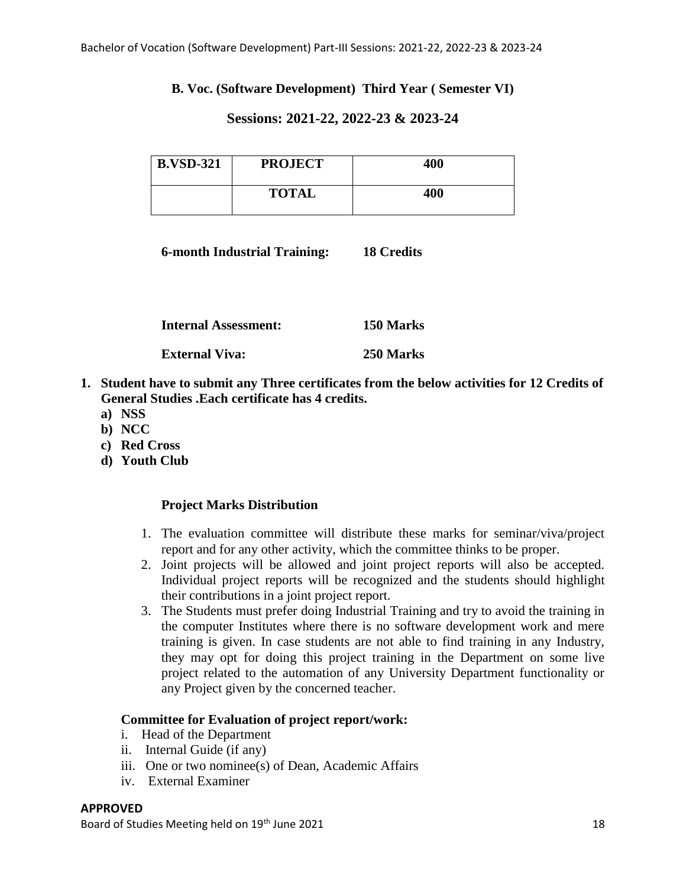**B. Voc. (Software Development) Third Year ( Semester VI)**

**Sessions: 2021-22, 2022-23 & 2023-24**

| **B.VSD-321** | **PROJECT** | **400** |
|---|---|---|
| | **TOTAL** | **400** |

**6-month Industrial Training: 18 Credits**

**Internal Assessment: 150 Marks**

**External Viva: 250 Marks**

1. **Student have to submit any Three certificates from the below activities for 12 Credits of General Studies .Each certificate has 4 credits.**
   a) **NSS**
   b) **NCC**
   c) **Red Cross**
   d) **Youth Club**

**Project Marks Distribution**

1. The evaluation committee will distribute these marks for seminar/viva/project report and for any other activity, which the committee thinks to be proper.
2. Joint projects will be allowed and joint project reports will also be accepted. Individual project reports will be recognized and the students should highlight their contributions in a joint project report.
3. The Students must prefer doing Industrial Training and try to avoid the training in the computer Institutes where there is no software development work and mere training is given. In case students are not able to find training in any Industry, they may opt for doing this project training in the Department on some live project related to the automation of any University Department functionality or any Project given by the concerned teacher.

**Committee for Evaluation of project report/work:**

i. Head of the Department
ii. Internal Guide (if any)
iii. One or two nominee(s) of Dean, Academic Affairs
iv. External Examiner

**APPROVED**

Board of Studies Meeting held on 19th June 2021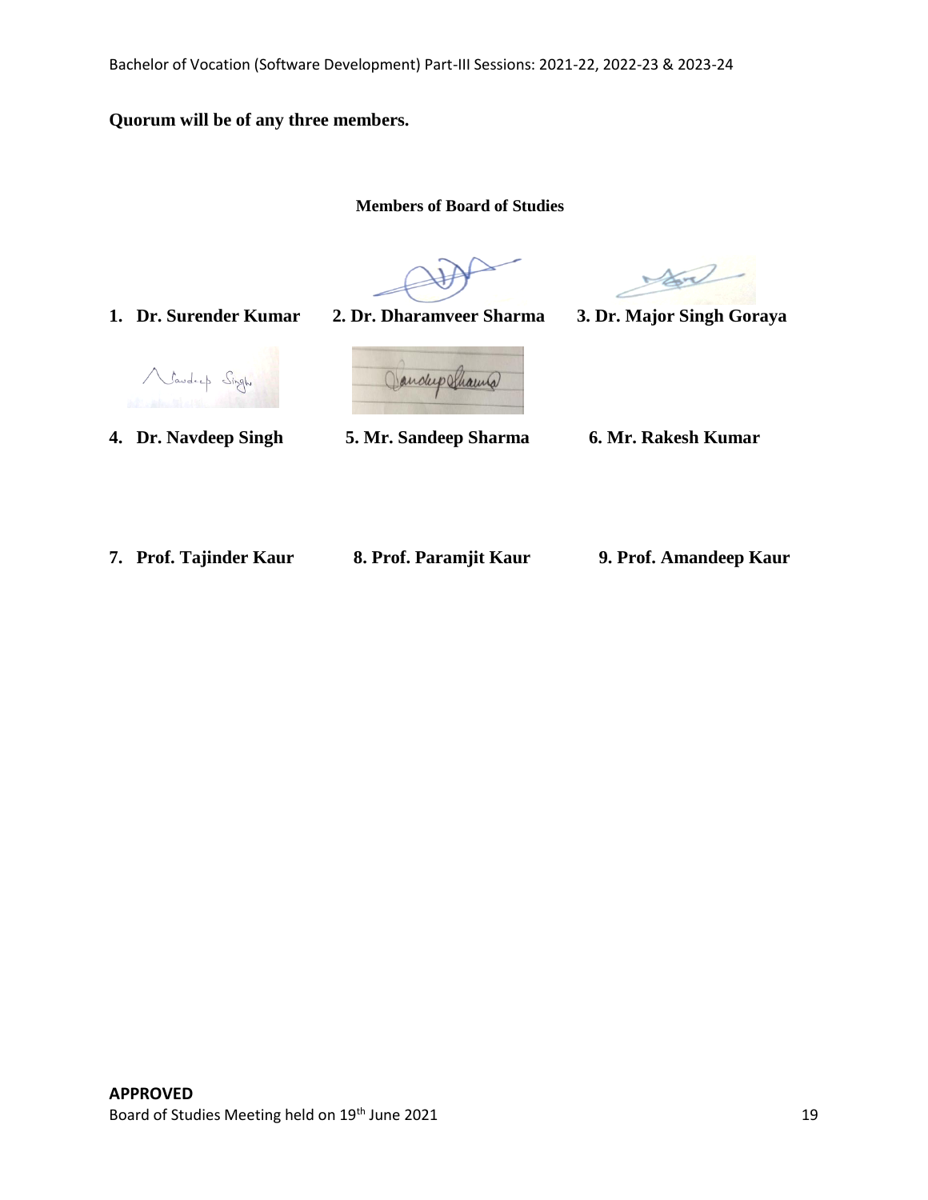**Quorum will be of any three members.**

**Members of Board of Studies**

**1. Dr. Surender Kumar** **2. Dr. Dharamveer Sharma** **3. Dr. Major Singh Goraya**

**4. Dr. Navdeep Singh** **5. Mr. Sandeep Sharma** **6. Mr. Rakesh Kumar**

**7. Prof. Tajinder Kaur** **8. Prof. Paramjit Kaur** **9. Prof. Amandeep Kaur**

**APPROVED**

Board of Studies Meeting held on 19th June 2021